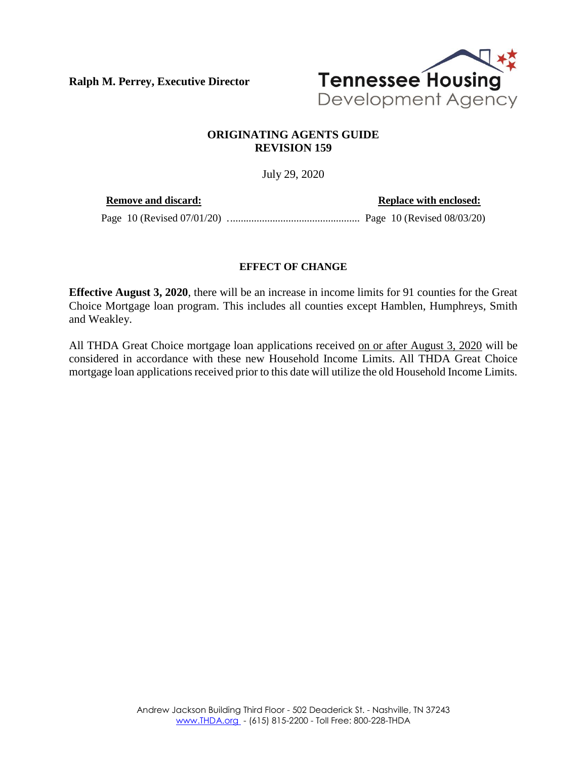**Ralph M. Perrey, Executive Director**

Tennessee Housing Development Agency

## ORIGINATING AGENTS GUIDE
## REVISION 159

July 29, 2020

| **Remove and discard:** | **Replace with enclosed:** |
|---|---|
| Page 10 (Revised 07/01/20) | Page 10 (Revised 08/03/20) |

### EFFECT OF CHANGE

**Effective August 3, 2020**, there will be an increase in income limits for 91 counties for the Great Choice Mortgage loan program. This includes all counties except Hamblen, Humphreys, Smith and Weakley.

All THDA Great Choice mortgage loan applications received on or after August 3, 2020 will be considered in accordance with these new Household Income Limits. All THDA Great Choice mortgage loan applications received prior to this date will utilize the old Household Income Limits.

Andrew Jackson Building Third Floor - 502 Deaderick St. - Nashville, TN 37243
www.THDA.org - (615) 815-2200 - Toll Free: 800-228-THDA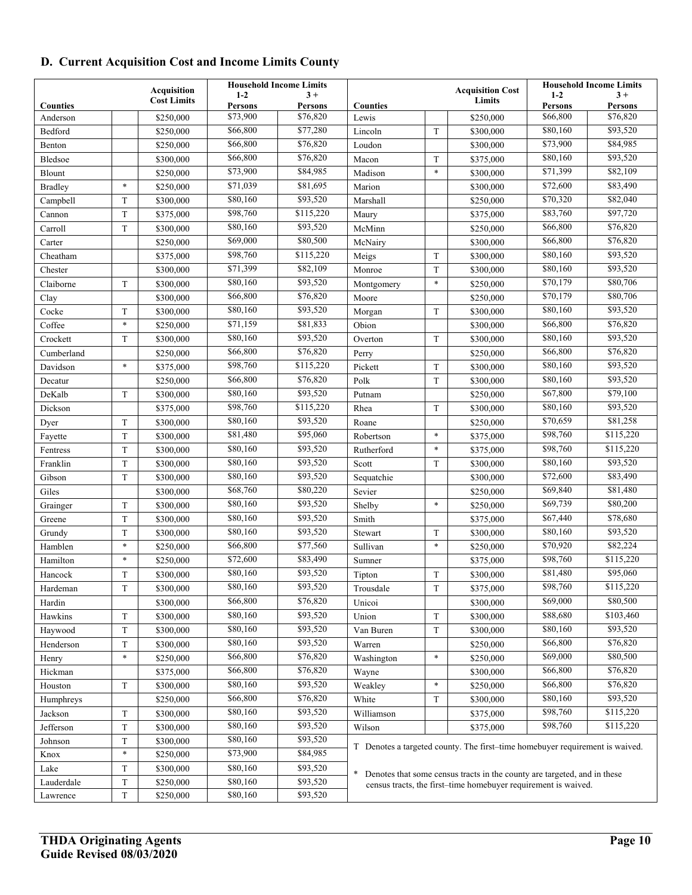## D. Current Acquisition Cost and Income Limits County

| Counties | | Acquisition Cost Limits | Household Income Limits 1-2 Persons | 3 + Persons | Counties | | Acquisition Cost Limits | Household Income Limits 1-2 Persons | 3 + Persons |
|---|---|---|---|---|---|---|---|---|---|
| Anderson | | $250,000 | $73,900 | $76,820 | Lewis | | $250,000 | $66,800 | $76,820 |
| Bedford | | $250,000 | $66,800 | $77,280 | Lincoln | T | $300,000 | $80,160 | $93,520 |
| Benton | | $250,000 | $66,800 | $76,820 | Loudon | | $300,000 | $73,900 | $84,985 |
| Bledsoe | | $300,000 | $66,800 | $76,820 | Macon | T | $375,000 | $80,160 | $93,520 |
| Blount | | $250,000 | $73,900 | $84,985 | Madison | * | $300,000 | $71,399 | $82,109 |
| Bradley | * | $250,000 | $71,039 | $81,695 | Marion | | $300,000 | $72,600 | $83,490 |
| Campbell | T | $300,000 | $80,160 | $93,520 | Marshall | | $250,000 | $70,320 | $82,040 |
| Cannon | T | $375,000 | $98,760 | $115,220 | Maury | | $375,000 | $83,760 | $97,720 |
| Carroll | T | $300,000 | $80,160 | $93,520 | McMinn | | $250,000 | $66,800 | $76,820 |
| Carter | | $250,000 | $69,000 | $80,500 | McNairy | | $300,000 | $66,800 | $76,820 |
| Cheatham | | $375,000 | $98,760 | $115,220 | Meigs | T | $300,000 | $80,160 | $93,520 |
| Chester | | $300,000 | $71,399 | $82,109 | Monroe | T | $300,000 | $80,160 | $93,520 |
| Claiborne | T | $300,000 | $80,160 | $93,520 | Montgomery | * | $250,000 | $70,179 | $80,706 |
| Clay | | $300,000 | $66,800 | $76,820 | Moore | | $250,000 | $70,179 | $80,706 |
| Cocke | T | $300,000 | $80,160 | $93,520 | Morgan | T | $300,000 | $80,160 | $93,520 |
| Coffee | * | $250,000 | $71,159 | $81,833 | Obion | | $300,000 | $66,800 | $76,820 |
| Crockett | T | $300,000 | $80,160 | $93,520 | Overton | T | $300,000 | $80,160 | $93,520 |
| Cumberland | | $250,000 | $66,800 | $76,820 | Perry | | $250,000 | $66,800 | $76,820 |
| Davidson | * | $375,000 | $98,760 | $115,220 | Pickett | T | $300,000 | $80,160 | $93,520 |
| Decatur | | $250,000 | $66,800 | $76,820 | Polk | T | $300,000 | $80,160 | $93,520 |
| DeKalb | T | $300,000 | $80,160 | $93,520 | Putnam | | $250,000 | $67,800 | $79,100 |
| Dickson | | $375,000 | $98,760 | $115,220 | Rhea | T | $300,000 | $80,160 | $93,520 |
| Dyer | T | $300,000 | $80,160 | $93,520 | Roane | | $250,000 | $70,659 | $81,258 |
| Fayette | T | $300,000 | $81,480 | $95,060 | Robertson | * | $375,000 | $98,760 | $115,220 |
| Fentress | T | $300,000 | $80,160 | $93,520 | Rutherford | * | $375,000 | $98,760 | $115,220 |
| Franklin | T | $300,000 | $80,160 | $93,520 | Scott | T | $300,000 | $80,160 | $93,520 |
| Gibson | T | $300,000 | $80,160 | $93,520 | Sequatchie | | $300,000 | $72,600 | $83,490 |
| Giles | | $300,000 | $68,760 | $80,220 | Sevier | | $250,000 | $69,840 | $81,480 |
| Grainger | T | $300,000 | $80,160 | $93,520 | Shelby | * | $250,000 | $69,739 | $80,200 |
| Greene | T | $300,000 | $80,160 | $93,520 | Smith | | $375,000 | $67,440 | $78,680 |
| Grundy | T | $300,000 | $80,160 | $93,520 | Stewart | T | $300,000 | $80,160 | $93,520 |
| Hamblen | * | $250,000 | $66,800 | $77,560 | Sullivan | * | $250,000 | $70,920 | $82,224 |
| Hamilton | * | $250,000 | $72,600 | $83,490 | Sumner | | $375,000 | $98,760 | $115,220 |
| Hancock | T | $300,000 | $80,160 | $93,520 | Tipton | T | $300,000 | $81,480 | $95,060 |
| Hardeman | T | $300,000 | $80,160 | $93,520 | Trousdale | T | $375,000 | $98,760 | $115,220 |
| Hardin | | $300,000 | $66,800 | $76,820 | Unicoi | | $300,000 | $69,000 | $80,500 |
| Hawkins | T | $300,000 | $80,160 | $93,520 | Union | T | $300,000 | $88,680 | $103,460 |
| Haywood | T | $300,000 | $80,160 | $93,520 | Van Buren | T | $300,000 | $80,160 | $93,520 |
| Henderson | T | $300,000 | $80,160 | $93,520 | Warren | | $250,000 | $66,800 | $76,820 |
| Henry | * | $250,000 | $66,800 | $76,820 | Washington | * | $250,000 | $69,000 | $80,500 |
| Hickman | | $375,000 | $66,800 | $76,820 | Wayne | | $300,000 | $66,800 | $76,820 |
| Houston | T | $300,000 | $80,160 | $93,520 | Weakley | * | $250,000 | $66,800 | $76,820 |
| Humphreys | | $250,000 | $66,800 | $76,820 | White | T | $300,000 | $80,160 | $93,520 |
| Jackson | T | $300,000 | $80,160 | $93,520 | Williamson | | $375,000 | $98,760 | $115,220 |
| Jefferson | T | $300,000 | $80,160 | $93,520 | Wilson | | $375,000 | $98,760 | $115,220 |
| Johnson | T | $300,000 | $80,160 | $93,520 | | | | | |
| Knox | * | $250,000 | $73,900 | $84,985 | | | | | |
| Lake | T | $300,000 | $80,160 | $93,520 | | | | | |
| Lauderdale | T | $250,000 | $80,160 | $93,520 | | | | | |
| Lawrence | T | $250,000 | $80,160 | $93,520 | | | | | |

T Denotes a targeted county. The first–time homebuyer requirement is waived.

* Denotes that some census tracts in the county are targeted, and in these census tracts, the first–time homebuyer requirement is waived.

**THDA Originating Agents**
**Guide Revised 08/03/2020**